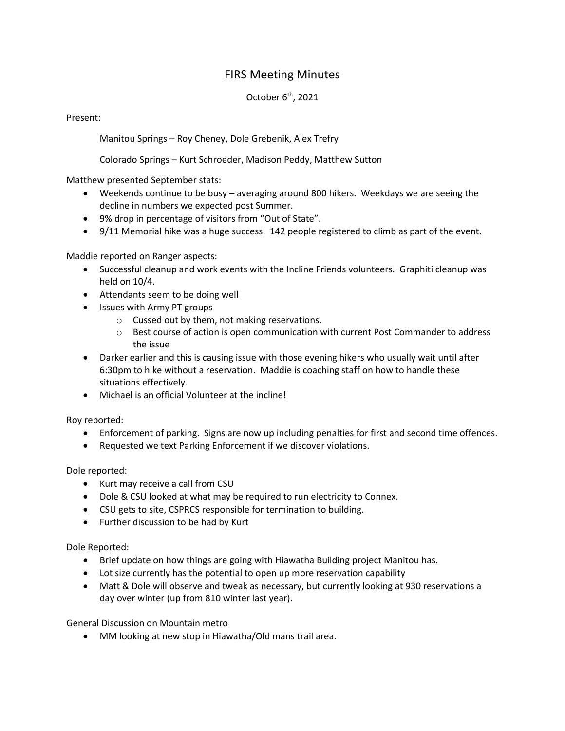# FIRS Meeting Minutes

October 6th, 2021

Present:

Manitou Springs – Roy Cheney, Dole Grebenik, Alex Trefry

Colorado Springs – Kurt Schroeder, Madison Peddy, Matthew Sutton

Matthew presented September stats:

- Weekends continue to be busy – averaging around 800 hikers. Weekdays we are seeing the decline in numbers we expected post Summer.
- 9% drop in percentage of visitors from "Out of State".
- 9/11 Memorial hike was a huge success. 142 people registered to climb as part of the event.

Maddie reported on Ranger aspects:

- Successful cleanup and work events with the Incline Friends volunteers. Graphiti cleanup was held on 10/4.
- Attendants seem to be doing well
- Issues with Army PT groups
  - Cussed out by them, not making reservations.
  - Best course of action is open communication with current Post Commander to address the issue
- Darker earlier and this is causing issue with those evening hikers who usually wait until after 6:30pm to hike without a reservation. Maddie is coaching staff on how to handle these situations effectively.
- Michael is an official Volunteer at the incline!

Roy reported:

- Enforcement of parking. Signs are now up including penalties for first and second time offences.
- Requested we text Parking Enforcement if we discover violations.

Dole reported:

- Kurt may receive a call from CSU
- Dole & CSU looked at what may be required to run electricity to Connex.
- CSU gets to site, CSPRCS responsible for termination to building.
- Further discussion to be had by Kurt

Dole Reported:

- Brief update on how things are going with Hiawatha Building project Manitou has.
- Lot size currently has the potential to open up more reservation capability
- Matt & Dole will observe and tweak as necessary, but currently looking at 930 reservations a day over winter (up from 810 winter last year).

General Discussion on Mountain metro

- MM looking at new stop in Hiawatha/Old mans trail area.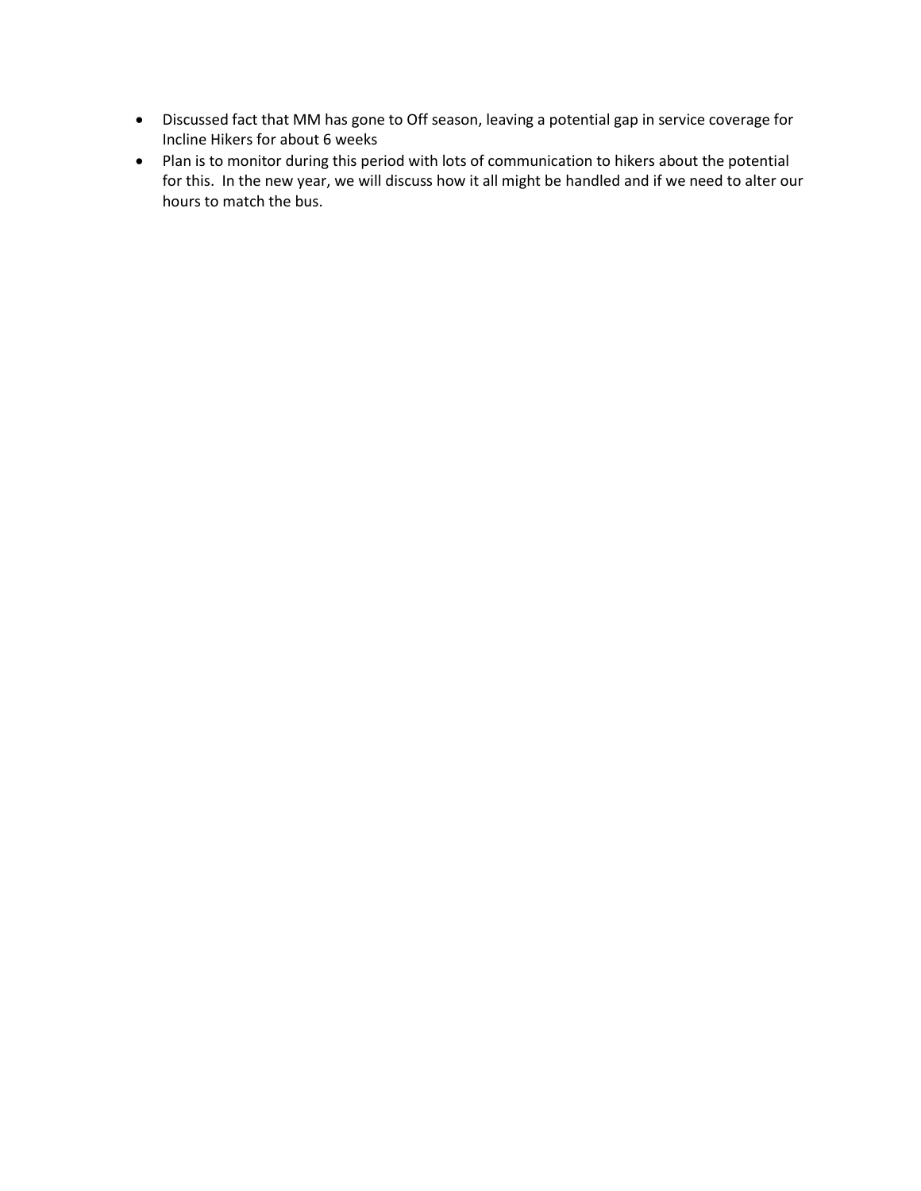- Discussed fact that MM has gone to Off season, leaving a potential gap in service coverage for Incline Hikers for about 6 weeks
- Plan is to monitor during this period with lots of communication to hikers about the potential for this. In the new year, we will discuss how it all might be handled and if we need to alter our hours to match the bus.